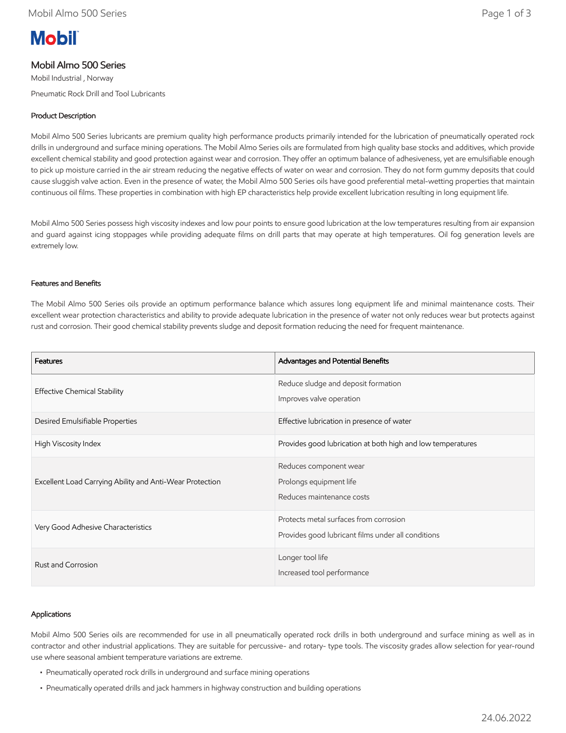# Mobil Almo 500 Series

Mobil Industrial , Norway

Pneumatic Rock Drill and Tool Lubricants

## Product Description

Mobil Almo 500 Series lubricants are premium quality high performance products primarily intended for the lubrication of pneumatically operated rock drills in underground and surface mining operations. The Mobil Almo Series oils are formulated from high quality base stocks and additives, which provide excellent chemical stability and good protection against wear and corrosion. They offer an optimum balance of adhesiveness, yet are emulsifiable enough to pick up moisture carried in the air stream reducing the negative effects of water on wear and corrosion. They do not form gummy deposits that could cause sluggish valve action. Even in the presence of water, the Mobil Almo 500 Series oils have good preferential metal-wetting properties that maintain continuous oil films. These properties in combination with high EP characteristics help provide excellent lubrication resulting in long equipment life.

Mobil Almo 500 Series possess high viscosity indexes and low pour points to ensure good lubrication at the low temperatures resulting from air expansion and guard against icing stoppages while providing adequate films on drill parts that may operate at high temperatures. Oil fog generation levels are extremely low.

## Features and Benefits

The Mobil Almo 500 Series oils provide an optimum performance balance which assures long equipment life and minimal maintenance costs. Their excellent wear protection characteristics and ability to provide adequate lubrication in the presence of water not only reduces wear but protects against rust and corrosion. Their good chemical stability prevents sludge and deposit formation reducing the need for frequent maintenance.

| Features | Advantages and Potential Benefits |
| --- | --- |
| Effective Chemical Stability | Reduce sludge and deposit formation<br>Improves valve operation |
| Desired Emulsifiable Properties | Effective lubrication in presence of water |
| High Viscosity Index | Provides good lubrication at both high and low temperatures |
| Excellent Load Carrying Ability and Anti-Wear Protection | Reduces component wear<br>Prolongs equipment life<br>Reduces maintenance costs |
| Very Good Adhesive Characteristics | Protects metal surfaces from corrosion<br>Provides good lubricant films under all conditions |
| Rust and Corrosion | Longer tool life<br>Increased tool performance |

## Applications

Mobil Almo 500 Series oils are recommended for use in all pneumatically operated rock drills in both underground and surface mining as well as in contractor and other industrial applications. They are suitable for percussive- and rotary- type tools. The viscosity grades allow selection for year-round use where seasonal ambient temperature variations are extreme.

- Pneumatically operated rock drills in underground and surface mining operations
- Pneumatically operated drills and jack hammers in highway construction and building operations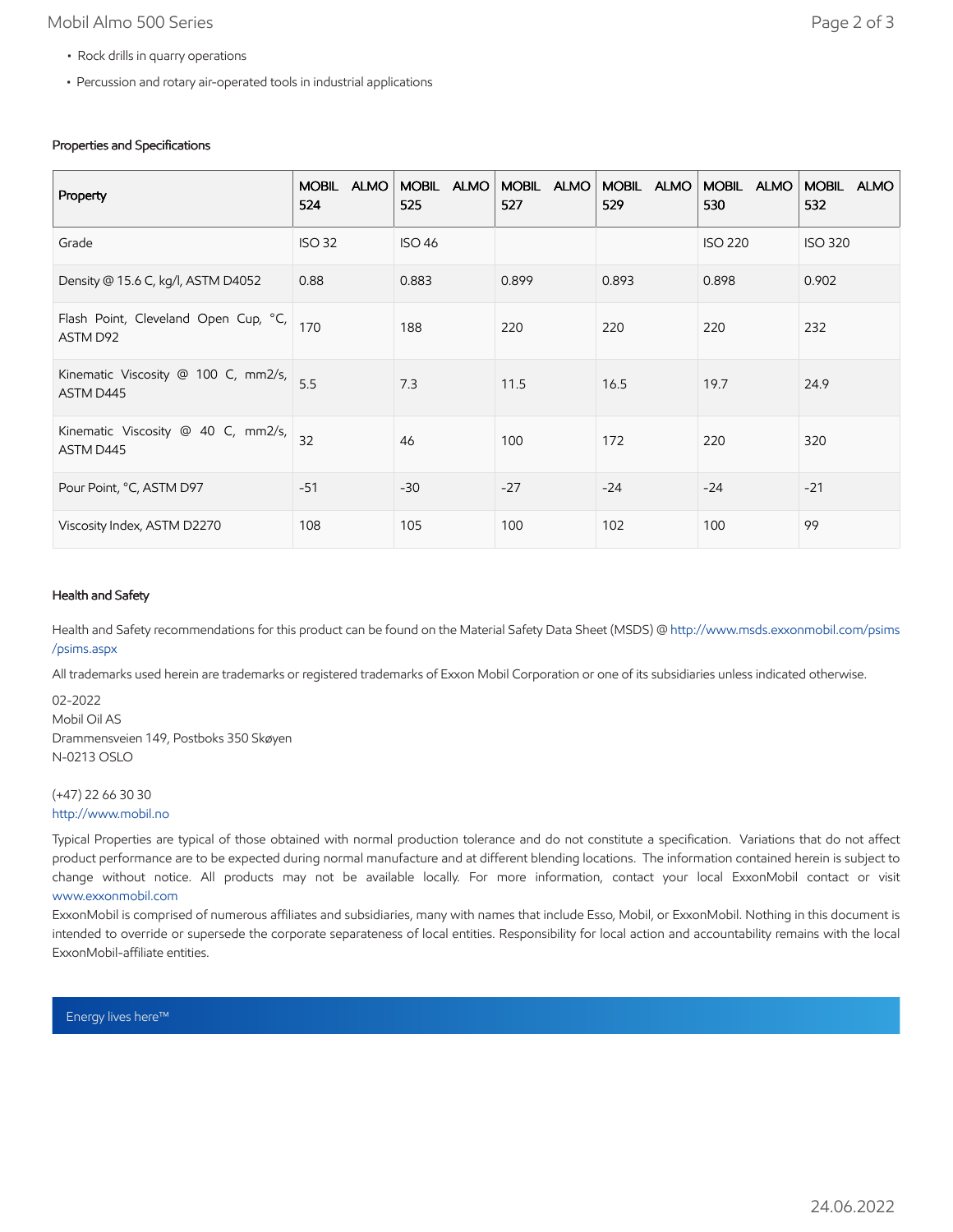- Rock drills in quarry operations
- Percussion and rotary air-operated tools in industrial applications

### Properties and Specifications

| Property | MOBIL ALMO 524 | MOBIL ALMO 525 | MOBIL ALMO 527 | MOBIL ALMO 529 | MOBIL ALMO 530 | MOBIL ALMO 532 |
|---|---|---|---|---|---|---|
| Grade | ISO 32 | ISO 46 | | | ISO 220 | ISO 320 |
| Density @ 15.6 C, kg/l, ASTM D4052 | 0.88 | 0.883 | 0.899 | 0.893 | 0.898 | 0.902 |
| Flash Point, Cleveland Open Cup, °C, ASTM D92 | 170 | 188 | 220 | 220 | 220 | 232 |
| Kinematic Viscosity @ 100 C, mm2/s, ASTM D445 | 5.5 | 7.3 | 11.5 | 16.5 | 19.7 | 24.9 |
| Kinematic Viscosity @ 40 C, mm2/s, ASTM D445 | 32 | 46 | 100 | 172 | 220 | 320 |
| Pour Point, °C, ASTM D97 | -51 | -30 | -27 | -24 | -24 | -21 |
| Viscosity Index, ASTM D2270 | 108 | 105 | 100 | 102 | 100 | 99 |

### Health and Safety

Health and Safety recommendations for this product can be found on the Material Safety Data Sheet (MSDS) @ http://www.msds.exxonmobil.com/psims/psims.aspx

All trademarks used herein are trademarks or registered trademarks of Exxon Mobil Corporation or one of its subsidiaries unless indicated otherwise.

02-2022
Mobil Oil AS
Drammensveien 149, Postboks 350 Skøyen
N-0213 OSLO

(+47) 22 66 30 30
http://www.mobil.no

Typical Properties are typical of those obtained with normal production tolerance and do not constitute a specification. Variations that do not affect product performance are to be expected during normal manufacture and at different blending locations. The information contained herein is subject to change without notice. All products may not be available locally. For more information, contact your local ExxonMobil contact or visit www.exxonmobil.com

ExxonMobil is comprised of numerous affiliates and subsidiaries, many with names that include Esso, Mobil, or ExxonMobil. Nothing in this document is intended to override or supersede the corporate separateness of local entities. Responsibility for local action and accountability remains with the local ExxonMobil-affiliate entities.

Energy lives here™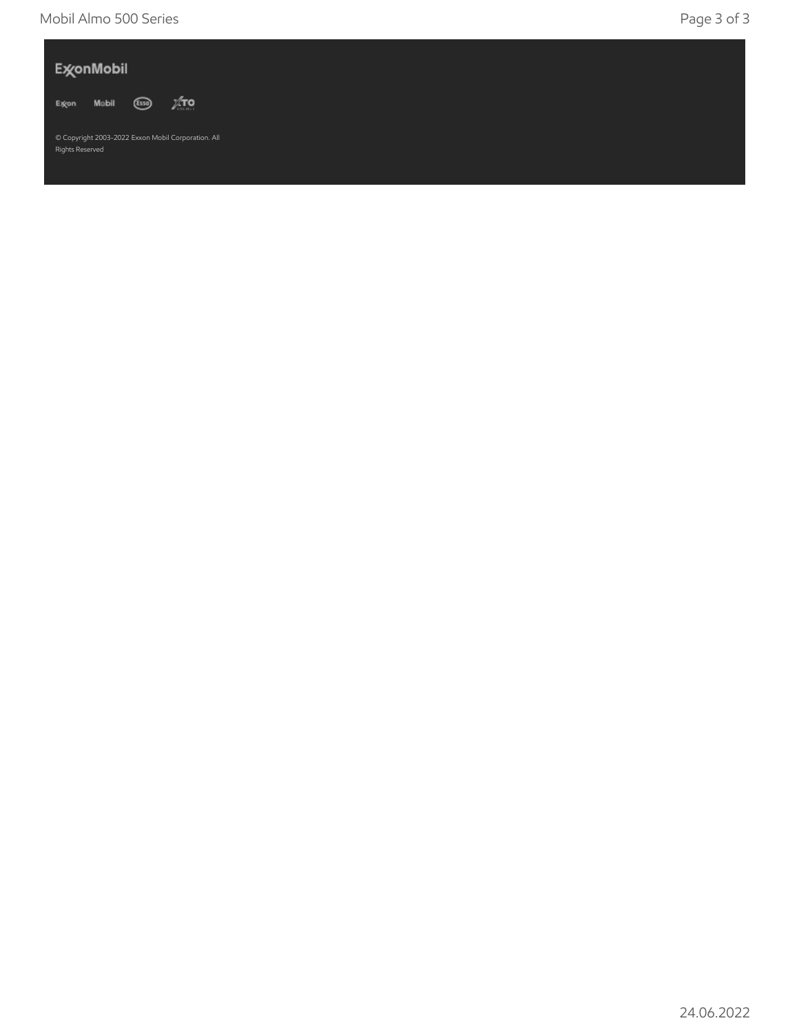ExxonMobil

Exxon Mobil Esso XTO

© Copyright 2003-2022 Exxon Mobil Corporation. All Rights Reserved